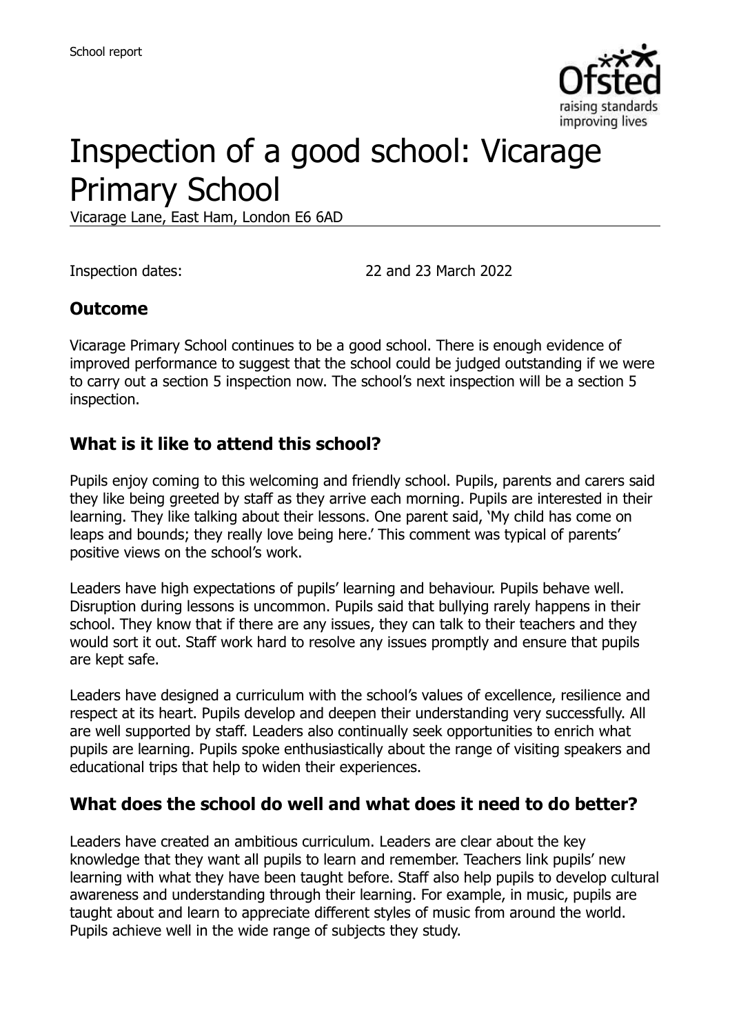# Inspection of a good school: Vicarage Primary School

Vicarage Lane, East Ham, London E6 6AD

Inspection dates: 22 and 23 March 2022

## Outcome

Vicarage Primary School continues to be a good school. There is enough evidence of improved performance to suggest that the school could be judged outstanding if we were to carry out a section 5 inspection now. The school's next inspection will be a section 5 inspection.

## What is it like to attend this school?

Pupils enjoy coming to this welcoming and friendly school. Pupils, parents and carers said they like being greeted by staff as they arrive each morning. Pupils are interested in their learning. They like talking about their lessons. One parent said, 'My child has come on leaps and bounds; they really love being here.' This comment was typical of parents' positive views on the school's work.

Leaders have high expectations of pupils' learning and behaviour. Pupils behave well. Disruption during lessons is uncommon. Pupils said that bullying rarely happens in their school. They know that if there are any issues, they can talk to their teachers and they would sort it out. Staff work hard to resolve any issues promptly and ensure that pupils are kept safe.

Leaders have designed a curriculum with the school's values of excellence, resilience and respect at its heart. Pupils develop and deepen their understanding very successfully. All are well supported by staff. Leaders also continually seek opportunities to enrich what pupils are learning. Pupils spoke enthusiastically about the range of visiting speakers and educational trips that help to widen their experiences.

## What does the school do well and what does it need to do better?

Leaders have created an ambitious curriculum. Leaders are clear about the key knowledge that they want all pupils to learn and remember. Teachers link pupils' new learning with what they have been taught before. Staff also help pupils to develop cultural awareness and understanding through their learning. For example, in music, pupils are taught about and learn to appreciate different styles of music from around the world. Pupils achieve well in the wide range of subjects they study.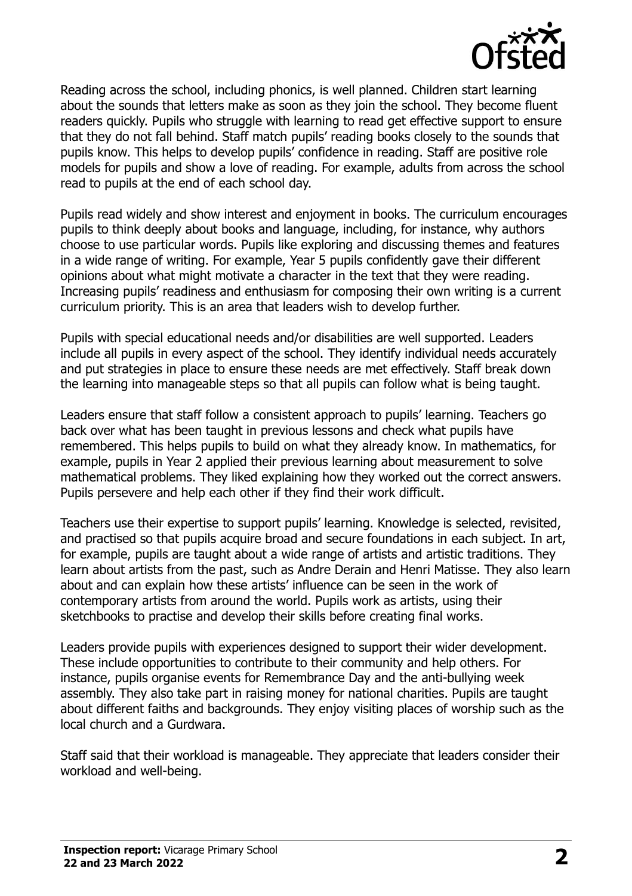Reading across the school, including phonics, is well planned. Children start learning about the sounds that letters make as soon as they join the school. They become fluent readers quickly. Pupils who struggle with learning to read get effective support to ensure that they do not fall behind. Staff match pupils' reading books closely to the sounds that pupils know. This helps to develop pupils' confidence in reading. Staff are positive role models for pupils and show a love of reading. For example, adults from across the school read to pupils at the end of each school day.

Pupils read widely and show interest and enjoyment in books. The curriculum encourages pupils to think deeply about books and language, including, for instance, why authors choose to use particular words. Pupils like exploring and discussing themes and features in a wide range of writing. For example, Year 5 pupils confidently gave their different opinions about what might motivate a character in the text that they were reading. Increasing pupils' readiness and enthusiasm for composing their own writing is a current curriculum priority. This is an area that leaders wish to develop further.

Pupils with special educational needs and/or disabilities are well supported. Leaders include all pupils in every aspect of the school. They identify individual needs accurately and put strategies in place to ensure these needs are met effectively. Staff break down the learning into manageable steps so that all pupils can follow what is being taught.

Leaders ensure that staff follow a consistent approach to pupils' learning. Teachers go back over what has been taught in previous lessons and check what pupils have remembered. This helps pupils to build on what they already know. In mathematics, for example, pupils in Year 2 applied their previous learning about measurement to solve mathematical problems. They liked explaining how they worked out the correct answers. Pupils persevere and help each other if they find their work difficult.

Teachers use their expertise to support pupils' learning. Knowledge is selected, revisited, and practised so that pupils acquire broad and secure foundations in each subject. In art, for example, pupils are taught about a wide range of artists and artistic traditions. They learn about artists from the past, such as Andre Derain and Henri Matisse. They also learn about and can explain how these artists' influence can be seen in the work of contemporary artists from around the world. Pupils work as artists, using their sketchbooks to practise and develop their skills before creating final works.

Leaders provide pupils with experiences designed to support their wider development. These include opportunities to contribute to their community and help others. For instance, pupils organise events for Remembrance Day and the anti-bullying week assembly. They also take part in raising money for national charities. Pupils are taught about different faiths and backgrounds. They enjoy visiting places of worship such as the local church and a Gurdwara.

Staff said that their workload is manageable. They appreciate that leaders consider their workload and well-being.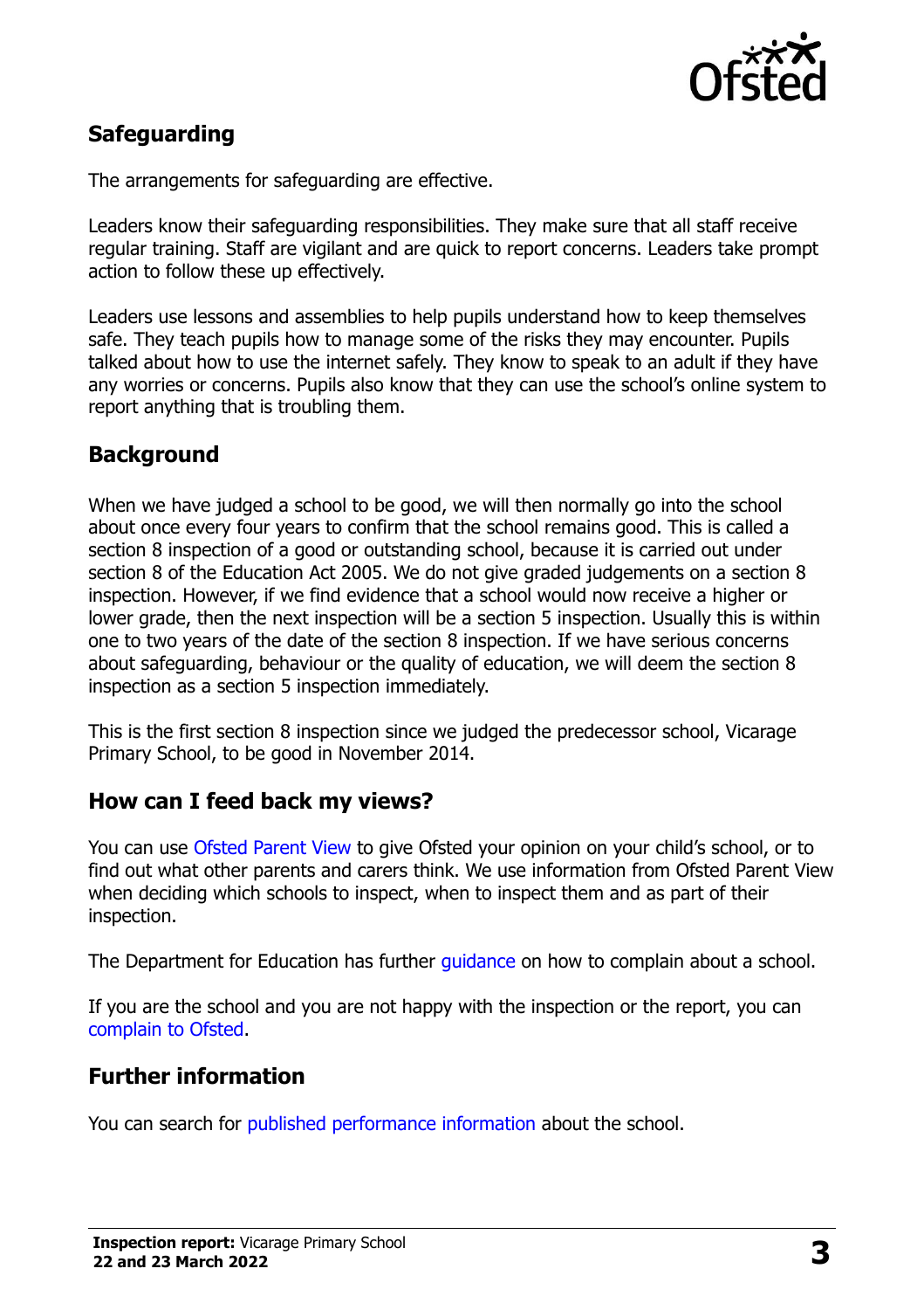## Safeguarding

The arrangements for safeguarding are effective.

Leaders know their safeguarding responsibilities. They make sure that all staff receive regular training. Staff are vigilant and are quick to report concerns. Leaders take prompt action to follow these up effectively.

Leaders use lessons and assemblies to help pupils understand how to keep themselves safe. They teach pupils how to manage some of the risks they may encounter. Pupils talked about how to use the internet safely. They know to speak to an adult if they have any worries or concerns. Pupils also know that they can use the school's online system to report anything that is troubling them.

## Background

When we have judged a school to be good, we will then normally go into the school about once every four years to confirm that the school remains good. This is called a section 8 inspection of a good or outstanding school, because it is carried out under section 8 of the Education Act 2005. We do not give graded judgements on a section 8 inspection. However, if we find evidence that a school would now receive a higher or lower grade, then the next inspection will be a section 5 inspection. Usually this is within one to two years of the date of the section 8 inspection. If we have serious concerns about safeguarding, behaviour or the quality of education, we will deem the section 8 inspection as a section 5 inspection immediately.

This is the first section 8 inspection since we judged the predecessor school, Vicarage Primary School, to be good in November 2014.

## How can I feed back my views?

You can use Ofsted Parent View to give Ofsted your opinion on your child's school, or to find out what other parents and carers think. We use information from Ofsted Parent View when deciding which schools to inspect, when to inspect them and as part of their inspection.

The Department for Education has further guidance on how to complain about a school.

If you are the school and you are not happy with the inspection or the report, you can complain to Ofsted.

## Further information

You can search for published performance information about the school.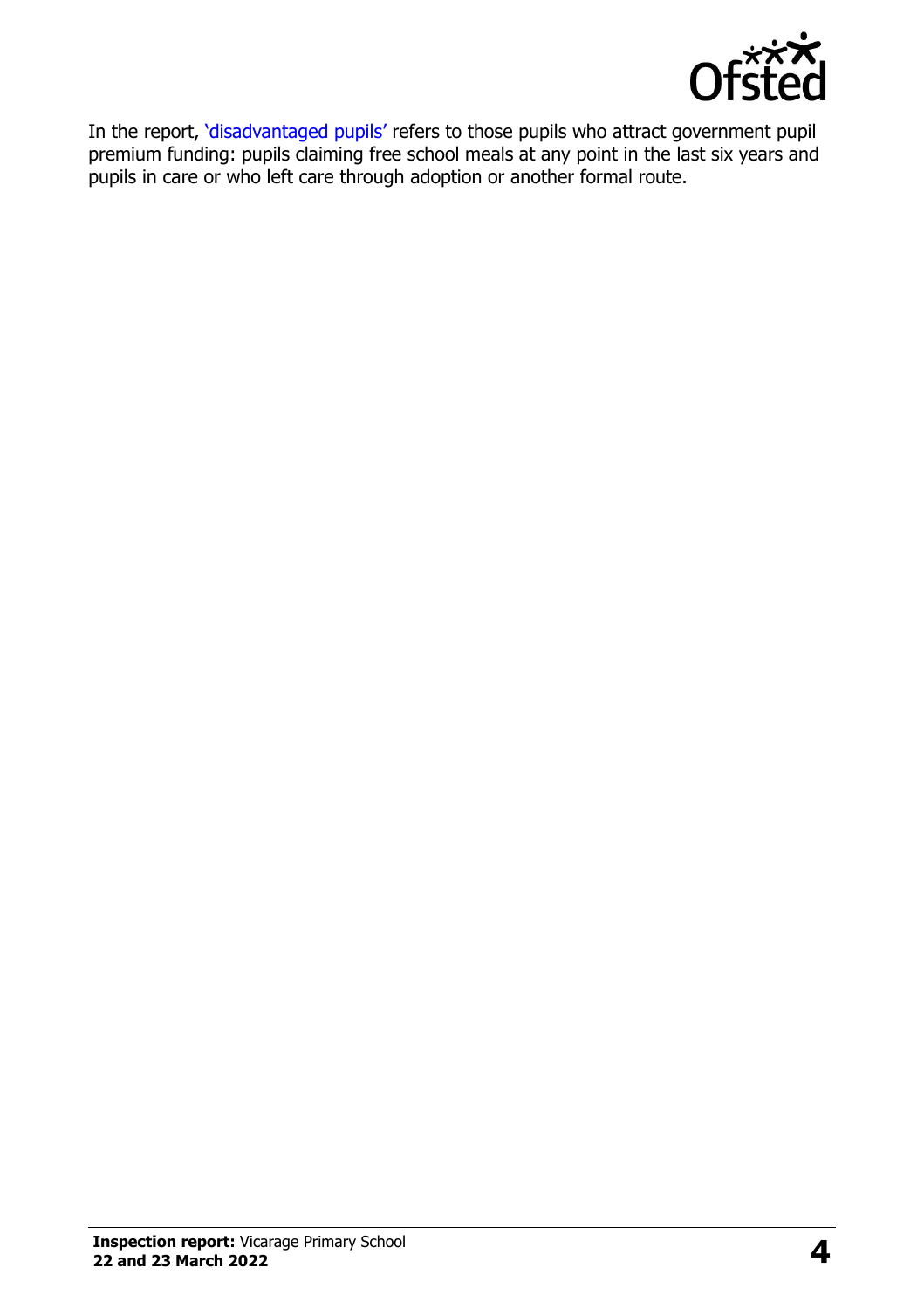In the report, 'disadvantaged pupils' refers to those pupils who attract government pupil premium funding: pupils claiming free school meals at any point in the last six years and pupils in care or who left care through adoption or another formal route.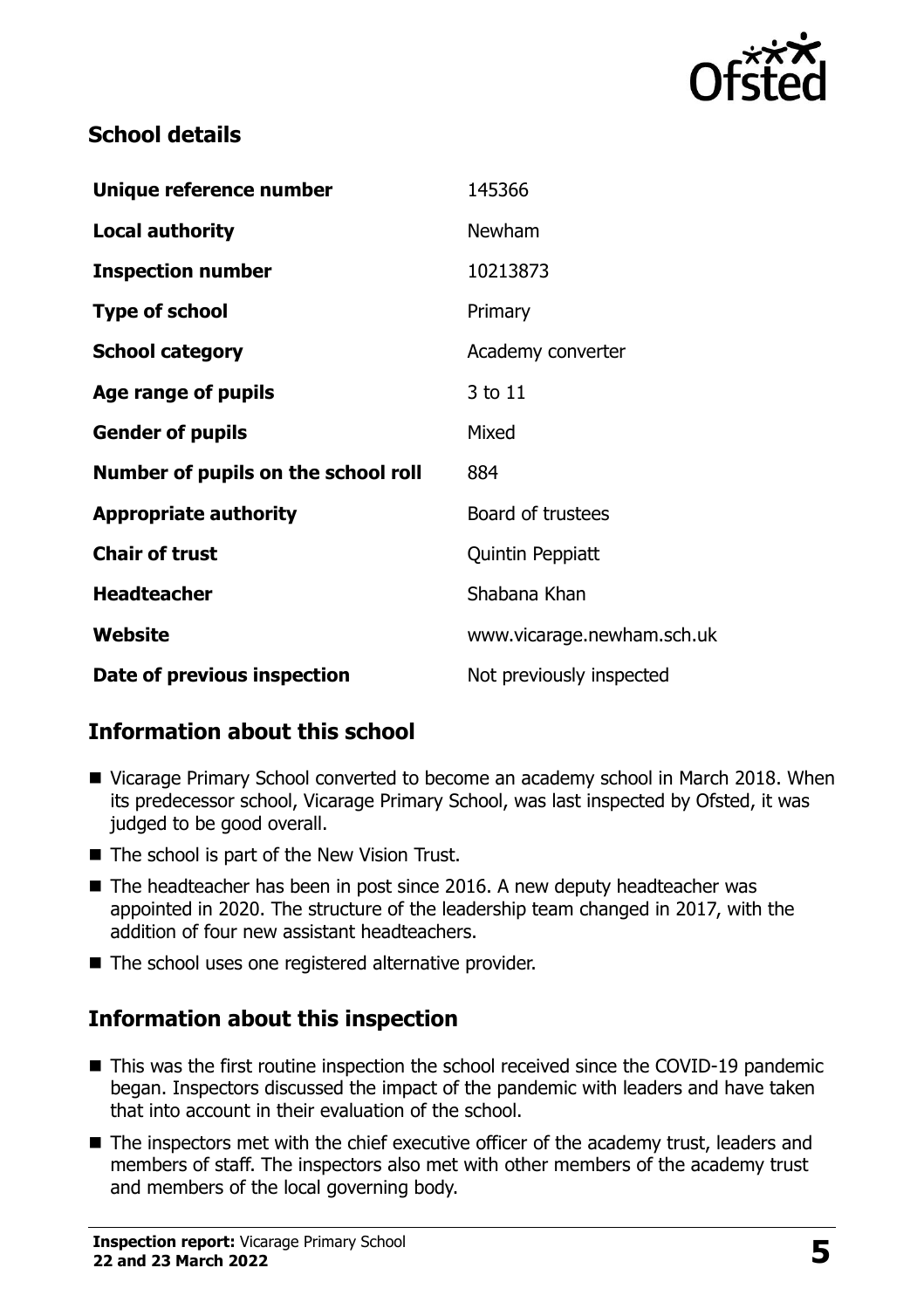## School details

| | |
|---|---|
| **Unique reference number** | 145366 |
| **Local authority** | Newham |
| **Inspection number** | 10213873 |
| **Type of school** | Primary |
| **School category** | Academy converter |
| **Age range of pupils** | 3 to 11 |
| **Gender of pupils** | Mixed |
| **Number of pupils on the school roll** | 884 |
| **Appropriate authority** | Board of trustees |
| **Chair of trust** | Quintin Peppiatt |
| **Headteacher** | Shabana Khan |
| **Website** | www.vicarage.newham.sch.uk |
| **Date of previous inspection** | Not previously inspected |

## Information about this school

- Vicarage Primary School converted to become an academy school in March 2018. When its predecessor school, Vicarage Primary School, was last inspected by Ofsted, it was judged to be good overall.
- The school is part of the New Vision Trust.
- The headteacher has been in post since 2016. A new deputy headteacher was appointed in 2020. The structure of the leadership team changed in 2017, with the addition of four new assistant headteachers.
- The school uses one registered alternative provider.

## Information about this inspection

- This was the first routine inspection the school received since the COVID-19 pandemic began. Inspectors discussed the impact of the pandemic with leaders and have taken that into account in their evaluation of the school.
- The inspectors met with the chief executive officer of the academy trust, leaders and members of staff. The inspectors also met with other members of the academy trust and members of the local governing body.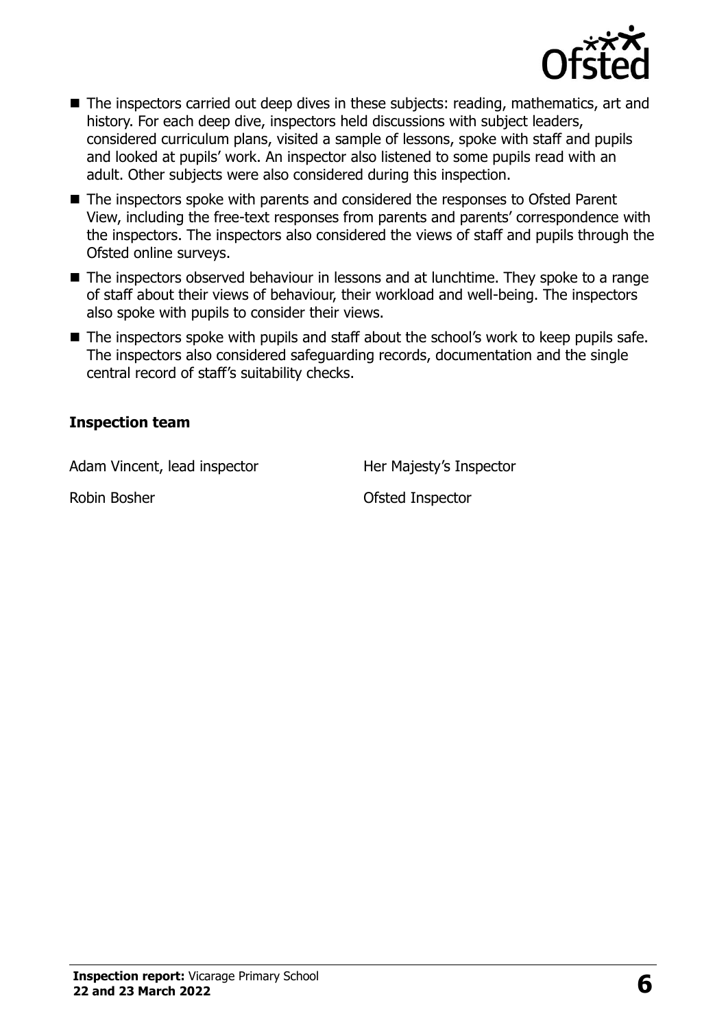- The inspectors carried out deep dives in these subjects: reading, mathematics, art and history. For each deep dive, inspectors held discussions with subject leaders, considered curriculum plans, visited a sample of lessons, spoke with staff and pupils and looked at pupils' work. An inspector also listened to some pupils read with an adult. Other subjects were also considered during this inspection.
- The inspectors spoke with parents and considered the responses to Ofsted Parent View, including the free-text responses from parents and parents' correspondence with the inspectors. The inspectors also considered the views of staff and pupils through the Ofsted online surveys.
- The inspectors observed behaviour in lessons and at lunchtime. They spoke to a range of staff about their views of behaviour, their workload and well-being. The inspectors also spoke with pupils to consider their views.
- The inspectors spoke with pupils and staff about the school's work to keep pupils safe. The inspectors also considered safeguarding records, documentation and the single central record of staff's suitability checks.

### Inspection team

| | |
|---|---|
| Adam Vincent, lead inspector | Her Majesty's Inspector |
| Robin Bosher | Ofsted Inspector |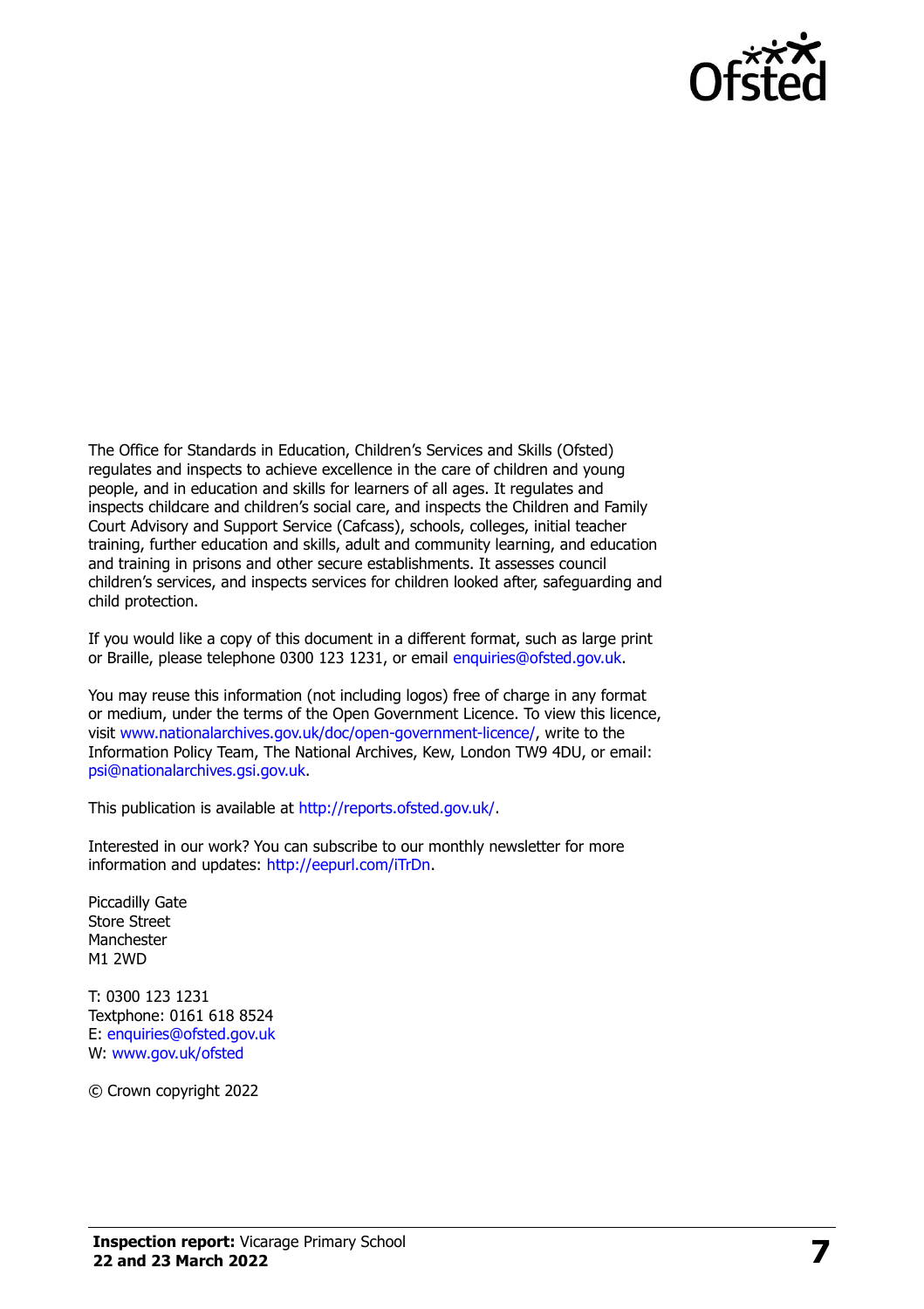The Office for Standards in Education, Children's Services and Skills (Ofsted) regulates and inspects to achieve excellence in the care of children and young people, and in education and skills for learners of all ages. It regulates and inspects childcare and children's social care, and inspects the Children and Family Court Advisory and Support Service (Cafcass), schools, colleges, initial teacher training, further education and skills, adult and community learning, and education and training in prisons and other secure establishments. It assesses council children's services, and inspects services for children looked after, safeguarding and child protection.

If you would like a copy of this document in a different format, such as large print or Braille, please telephone 0300 123 1231, or email enquiries@ofsted.gov.uk.

You may reuse this information (not including logos) free of charge in any format or medium, under the terms of the Open Government Licence. To view this licence, visit www.nationalarchives.gov.uk/doc/open-government-licence/, write to the Information Policy Team, The National Archives, Kew, London TW9 4DU, or email: psi@nationalarchives.gsi.gov.uk.

This publication is available at http://reports.ofsted.gov.uk/.

Interested in our work? You can subscribe to our monthly newsletter for more information and updates: http://eepurl.com/iTrDn.

Piccadilly Gate
Store Street
Manchester
M1 2WD

T: 0300 123 1231
Textphone: 0161 618 8524
E: enquiries@ofsted.gov.uk
W: www.gov.uk/ofsted

© Crown copyright 2022